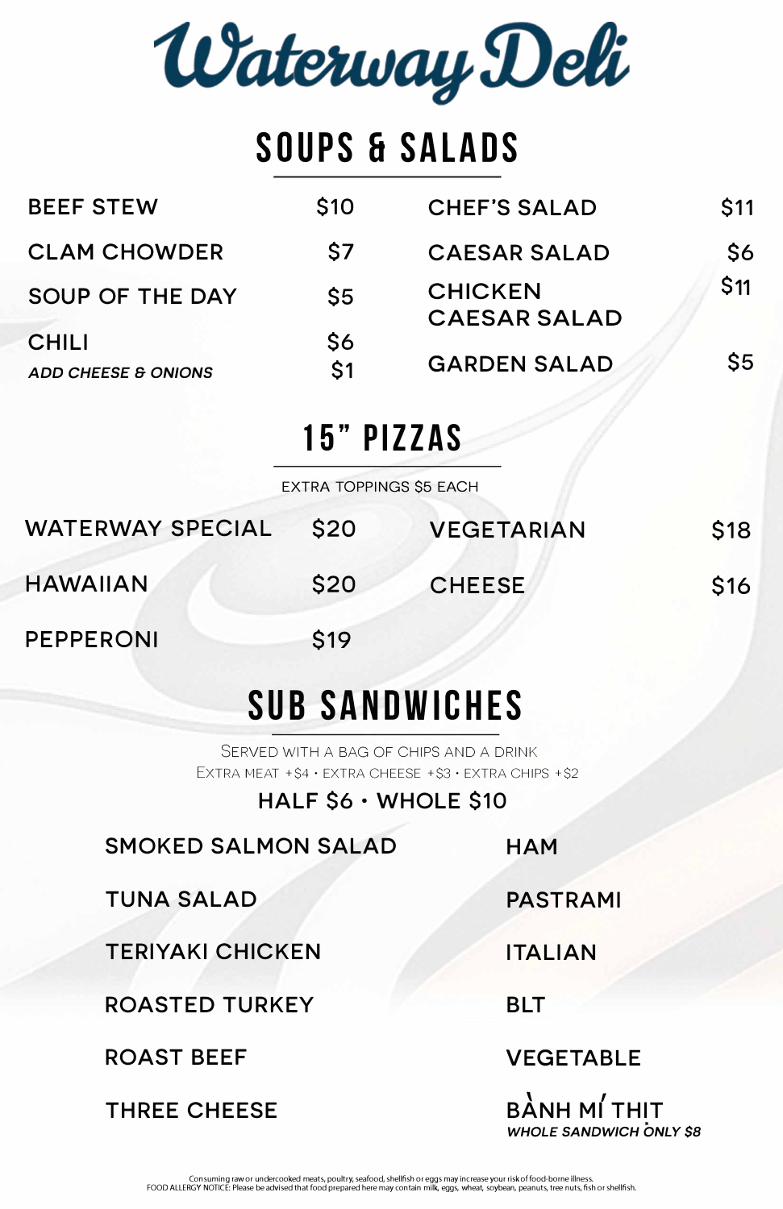# Waterway Deli

## SOUPS & SALADS

| Item | Price |
| --- | --- |
| BEEF STEW | $10 |
| CLAM CHOWDER | $7 |
| SOUP OF THE DAY | $5 |
| CHILI | $6 |
| *ADD CHEESE & ONIONS* | $1 |
| CHEF'S SALAD | $11 |
| CAESAR SALAD | $6 |
| CHICKEN CAESAR SALAD | $11 |
| GARDEN SALAD | $5 |

## 15" PIZZAS

EXTRA TOPPINGS $5 EACH

| Item | Price |
| --- | --- |
| WATERWAY SPECIAL | $20 |
| HAWAIIAN | $20 |
| PEPPERONI | $19 |
| VEGETARIAN | $18 |
| CHEESE | $16 |

## SUB SANDWICHES

Served with a bag of chips and a drink

Extra meat +$4 • Extra cheese +$3 • Extra chips +$2

**HALF $6 • WHOLE $10**

- SMOKED SALMON SALAD
- TUNA SALAD
- TERIYAKI CHICKEN
- ROASTED TURKEY
- ROAST BEEF
- THREE CHEESE
- HAM
- PASTRAMI
- ITALIAN
- BLT
- VEGETABLE
- BÀNH MÍ THỊT
  *WHOLE SANDWICH ONLY $8*

Consuming raw or undercooked meats, poultry, seafood, shellfish or eggs may increase your risk of food-borne illness.
FOOD ALLERGY NOTICE: Please be advised that food prepared here may contain milk, eggs, wheat, soybean, peanuts, tree nuts, fish or shellfish.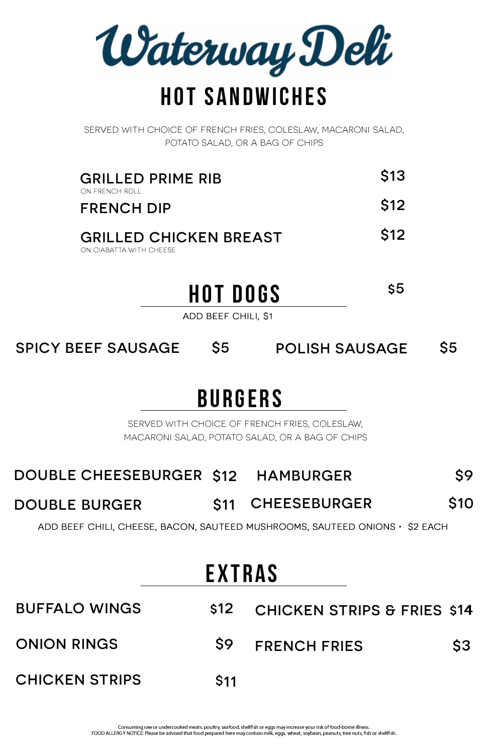# Waterway Deli

## HOT SANDWICHES

SERVED WITH CHOICE OF FRENCH FRIES, COLESLAW, MACARONI SALAD, POTATO SALAD, OR A BAG OF CHIPS

**GRILLED PRIME RIB** $13
ON FRENCH ROLL

**FRENCH DIP** $12

**GRILLED CHICKEN BREAST** $12
ON CIABATTA WITH CHEESE

## HOT DOGS $5

ADD BEEF CHILI, $1

**SPICY BEEF SAUSAGE** $5

**POLISH SAUSAGE** $5

## BURGERS

SERVED WITH CHOICE OF FRENCH FRIES, COLESLAW, MACARONI SALAD, POTATO SALAD, OR A BAG OF CHIPS

**DOUBLE CHEESEBURGER** $12

**DOUBLE BURGER** $11

**HAMBURGER** $9

**CHEESEBURGER** $10

ADD BEEF CHILI, CHEESE, BACON, SAUTEED MUSHROOMS, SAUTEED ONIONS • $2 EACH

## EXTRAS

**BUFFALO WINGS** $12

**ONION RINGS** $9

**CHICKEN STRIPS** $11

**CHICKEN STRIPS & FRIES** $14

**FRENCH FRIES** $3

Consuming raw or undercooked meats, poultry, seafood, shellfish or eggs may increase your risk of food-borne illness.
FOOD ALLERGY NOTICE: Please be advised that food prepared here may contain milk, eggs, wheat, soybean, peanuts, tree nuts, fish or shellfish.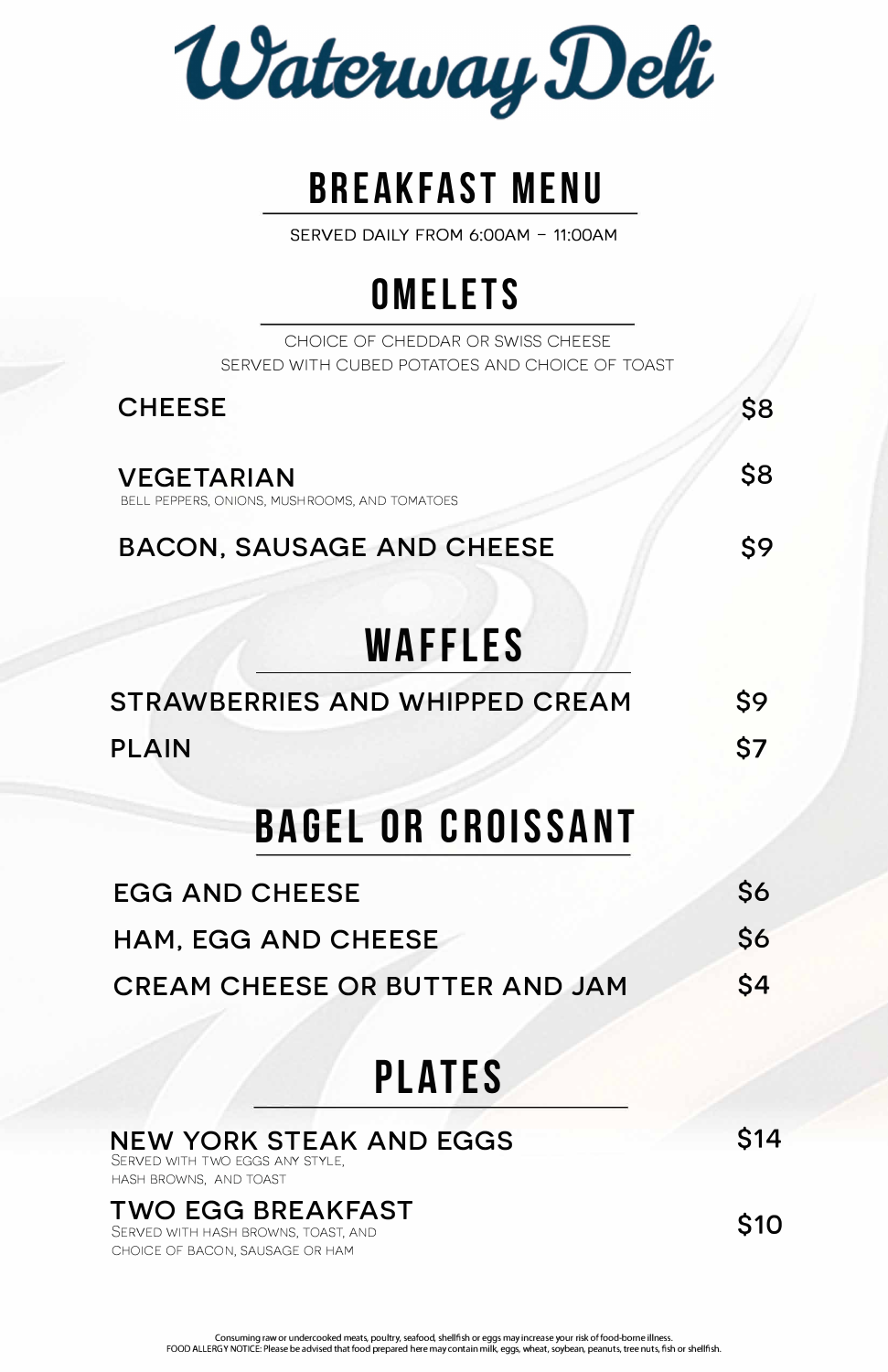# Waterway Deli

## BREAKFAST MENU

SERVED DAILY FROM 6:00AM – 11:00AM

## OMELETS

CHOICE OF CHEDDAR OR SWISS CHEESE
SERVED WITH CUBED POTATOES AND CHOICE OF TOAST

**CHEESE** — $8

**VEGETARIAN** — $8
BELL PEPPERS, ONIONS, MUSHROOMS, AND TOMATOES

**BACON, SAUSAGE AND CHEESE** — $9

## WAFFLES

**STRAWBERRIES AND WHIPPED CREAM** — $9

**PLAIN** — $7

## BAGEL OR CROISSANT

**EGG AND CHEESE** — $6

**HAM, EGG AND CHEESE** — $6

**CREAM CHEESE OR BUTTER AND JAM** — $4

## PLATES

**NEW YORK STEAK AND EGGS** — $14
SERVED WITH TWO EGGS ANY STYLE,
HASH BROWNS, AND TOAST

**TWO EGG BREAKFAST** — $10
SERVED WITH HASH BROWNS, TOAST, AND
CHOICE OF BACON, SAUSAGE OR HAM

Consuming raw or undercooked meats, poultry, seafood, shellfish or eggs may increase your risk of food-borne illness.
FOOD ALLERGY NOTICE: Please be advised that food prepared here may contain milk, eggs, wheat, soybean, peanuts, tree nuts, fish or shellfish.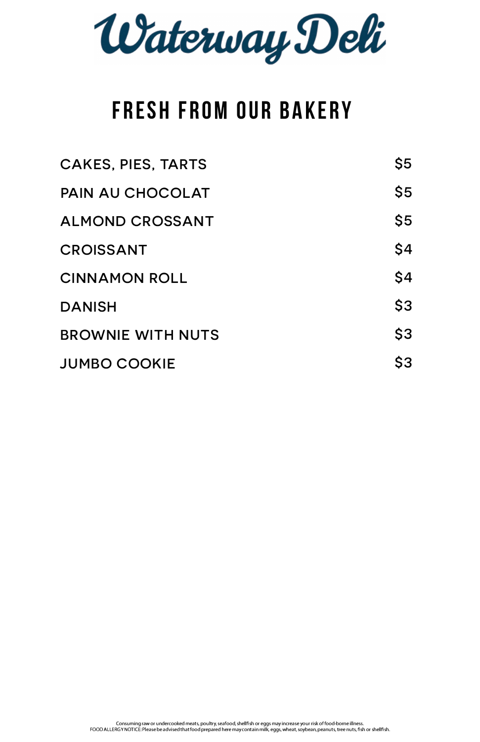# Waterway Deli

## FRESH FROM OUR BAKERY

| | |
|---|---|
| CAKES, PIES, TARTS | $5 |
| PAIN AU CHOCOLAT | $5 |
| ALMOND CROSSANT | $5 |
| CROISSANT | $4 |
| CINNAMON ROLL | $4 |
| DANISH | $3 |
| BROWNIE WITH NUTS | $3 |
| JUMBO COOKIE | $3 |

Consuming raw or undercooked meats, poultry, seafood, shellfish or eggs may increase your risk of food-borne illness.
FOOD ALLERGY NOTICE: Please be advised that food prepared here may contain milk, eggs, wheat, soybean, peanuts, tree nuts, fish or shellfish.